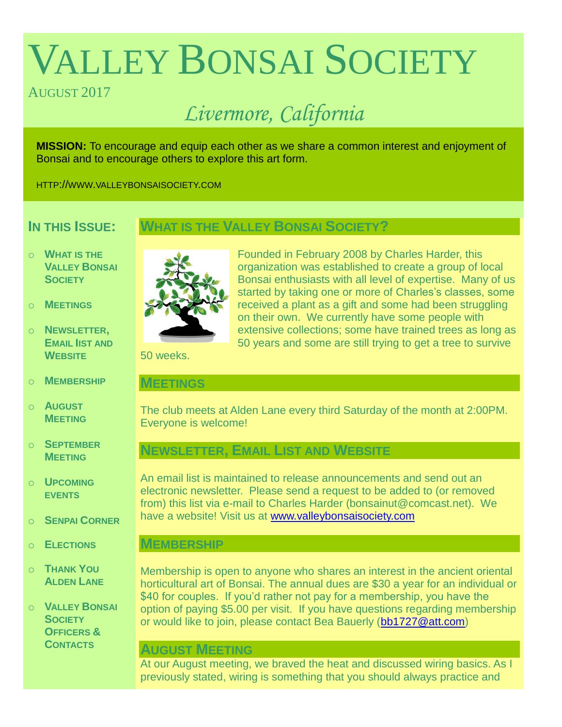# Valley Bonsai Society

August 2017

*Livermore, California*

**MISSION:** To encourage and equip each other as we share a common interest and enjoyment of Bonsai and to encourage others to explore this art form.

HTTP://WWW.VALLEYBONSAISOCIETY.COM

## In this Issue:

- What is the Valley Bonsai Society
- Meetings
- Newsletter, Email list and Website
- Membership
- August Meeting
- September Meeting
- Upcoming events
- Senpai Corner
- Elections
- Thank You Alden Lane
- Valley Bonsai Society Officers & Contacts

## What is the Valley Bonsai Society?

Founded in February 2008 by Charles Harder, this organization was established to create a group of local Bonsai enthusiasts with all level of expertise. Many of us started by taking one or more of Charles's classes, some received a plant as a gift and some had been struggling on their own. We currently have some people with extensive collections; some have trained trees as long as 50 years and some are still trying to get a tree to survive 50 weeks.

## Meetings

The club meets at Alden Lane every third Saturday of the month at 2:00PM. Everyone is welcome!

## Newsletter, Email List and Website

An email list is maintained to release announcements and send out an electronic newsletter. Please send a request to be added to (or removed from) this list via e-mail to Charles Harder (bonsainut@comcast.net). We have a website! Visit us at www.valleybonsaisociety.com

## Membership

Membership is open to anyone who shares an interest in the ancient oriental horticultural art of Bonsai. The annual dues are $30 a year for an individual or $40 for couples. If you'd rather not pay for a membership, you have the option of paying $5.00 per visit. If you have questions regarding membership or would like to join, please contact Bea Bauerly (bb1727@att.com)

## August Meeting

At our August meeting, we braved the heat and discussed wiring basics. As I previously stated, wiring is something that you should always practice and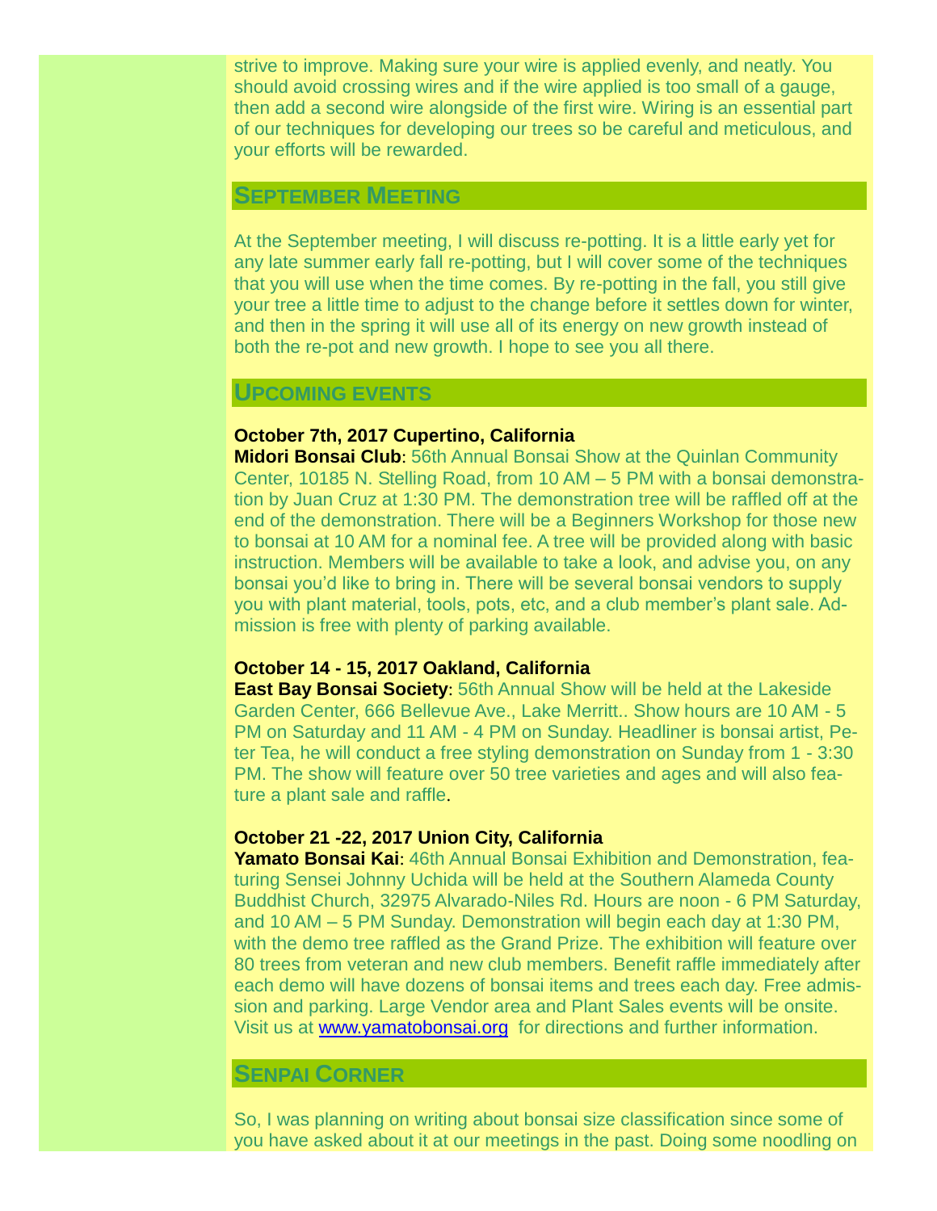strive to improve. Making sure your wire is applied evenly, and neatly. You should avoid crossing wires and if the wire applied is too small of a gauge, then add a second wire alongside of the first wire. Wiring is an essential part of our techniques for developing our trees so be careful and meticulous, and your efforts will be rewarded.

## September Meeting

At the September meeting, I will discuss re-potting. It is a little early yet for any late summer early fall re-potting, but I will cover some of the techniques that you will use when the time comes. By re-potting in the fall, you still give your tree a little time to adjust to the change before it settles down for winter, and then in the spring it will use all of its energy on new growth instead of both the re-pot and new growth. I hope to see you all there.

## Upcoming events

**October 7th, 2017 Cupertino, California**
**Midori Bonsai Club**: 56th Annual Bonsai Show at the Quinlan Community Center, 10185 N. Stelling Road, from 10 AM – 5 PM with a bonsai demonstration by Juan Cruz at 1:30 PM. The demonstration tree will be raffled off at the end of the demonstration. There will be a Beginners Workshop for those new to bonsai at 10 AM for a nominal fee. A tree will be provided along with basic instruction. Members will be available to take a look, and advise you, on any bonsai you'd like to bring in. There will be several bonsai vendors to supply you with plant material, tools, pots, etc, and a club member's plant sale. Admission is free with plenty of parking available.

**October 14 - 15, 2017 Oakland, California**
**East Bay Bonsai Society**: 56th Annual Show will be held at the Lakeside Garden Center, 666 Bellevue Ave., Lake Merritt.. Show hours are 10 AM - 5 PM on Saturday and 11 AM - 4 PM on Sunday. Headliner is bonsai artist, Peter Tea, he will conduct a free styling demonstration on Sunday from 1 - 3:30 PM. The show will feature over 50 tree varieties and ages and will also feature a plant sale and raffle.

**October 21 -22, 2017 Union City, California**
**Yamato Bonsai Kai**: 46th Annual Bonsai Exhibition and Demonstration, featuring Sensei Johnny Uchida will be held at the Southern Alameda County Buddhist Church, 32975 Alvarado-Niles Rd. Hours are noon - 6 PM Saturday, and 10 AM – 5 PM Sunday. Demonstration will begin each day at 1:30 PM, with the demo tree raffled as the Grand Prize. The exhibition will feature over 80 trees from veteran and new club members. Benefit raffle immediately after each demo will have dozens of bonsai items and trees each day. Free admission and parking. Large Vendor area and Plant Sales events will be onsite. Visit us at www.yamatobonsai.org for directions and further information.

## Senpai Corner

So, I was planning on writing about bonsai size classification since some of you have asked about it at our meetings in the past. Doing some noodling on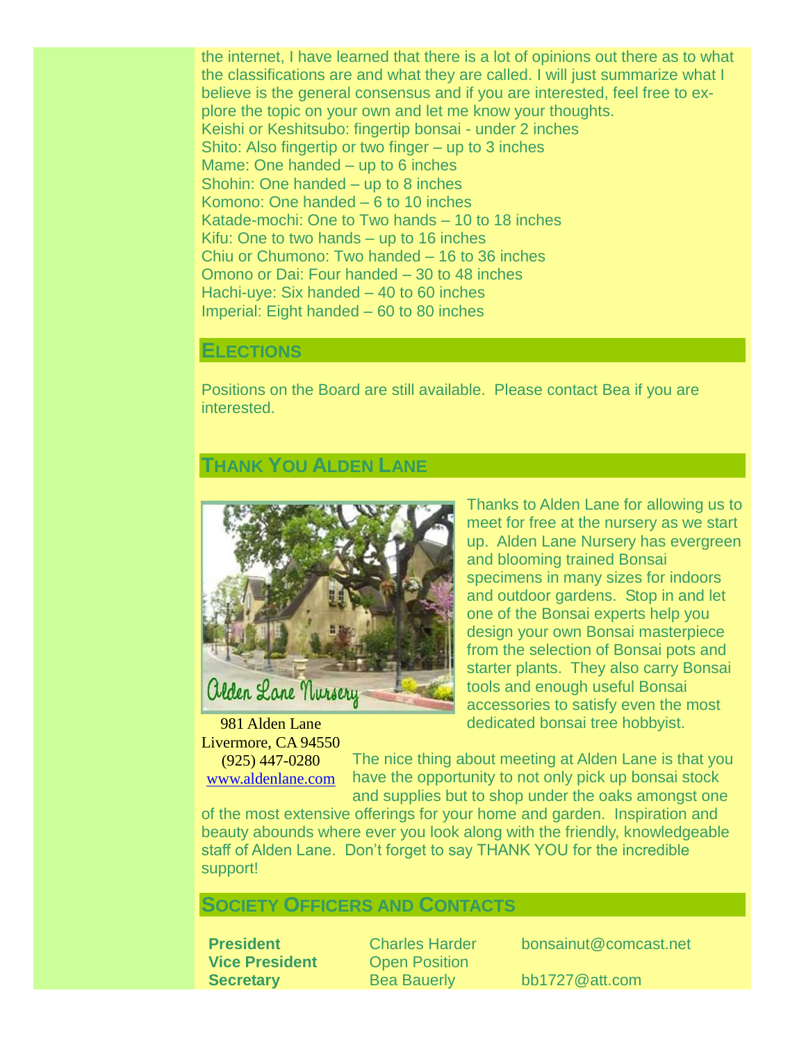the internet, I have learned that there is a lot of opinions out there as to what the classifications are and what they are called. I will just summarize what I believe is the general consensus and if you are interested, feel free to explore the topic on your own and let me know your thoughts.

Keishi or Keshitsubo: fingertip bonsai - under 2 inches
Shito: Also fingertip or two finger – up to 3 inches
Mame: One handed – up to 6 inches
Shohin: One handed – up to 8 inches
Komono: One handed – 6 to 10 inches
Katade-mochi: One to Two hands – 10 to 18 inches
Kifu: One to two hands – up to 16 inches
Chiu or Chumono: Two handed – 16 to 36 inches
Omono or Dai: Four handed – 30 to 48 inches
Hachi-uye: Six handed – 40 to 60 inches
Imperial: Eight handed – 60 to 80 inches

## Elections

Positions on the Board are still available. Please contact Bea if you are interested.

## Thank You Alden Lane

Thanks to Alden Lane for allowing us to meet for free at the nursery as we start up. Alden Lane Nursery has evergreen and blooming trained Bonsai specimens in many sizes for indoors and outdoor gardens. Stop in and let one of the Bonsai experts help you design your own Bonsai masterpiece from the selection of Bonsai pots and starter plants. They also carry Bonsai tools and enough useful Bonsai accessories to satisfy even the most dedicated bonsai tree hobbyist.

981 Alden Lane
Livermore, CA 94550
(925) 447-0280
www.aldenlane.com

The nice thing about meeting at Alden Lane is that you have the opportunity to not only pick up bonsai stock and supplies but to shop under the oaks amongst one of the most extensive offerings for your home and garden. Inspiration and beauty abounds where ever you look along with the friendly, knowledgeable staff of Alden Lane. Don't forget to say THANK YOU for the incredible support!

## Society Officers and Contacts

| | | |
|---|---|---|
| **President** | Charles Harder | bonsainut@comcast.net |
| **Vice President** | Open Position | |
| **Secretary** | Bea Bauerly | bb1727@att.com |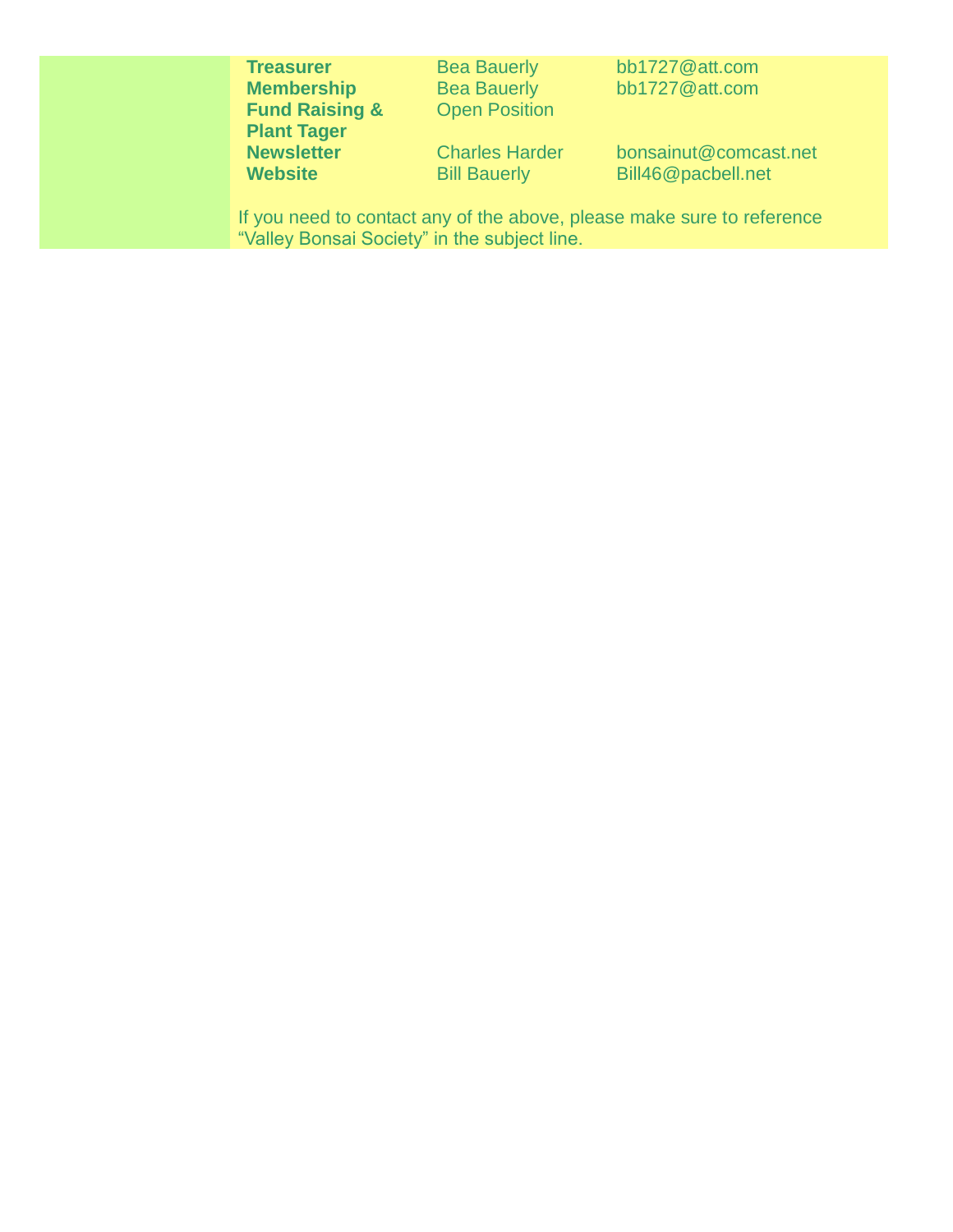| | | |
|---|---|---|
| **Treasurer** | Bea Bauerly | bb1727@att.com |
| **Membership** | Bea Bauerly | bb1727@att.com |
| **Fund Raising & Plant Tager** | Open Position | |
| **Newsletter** | Charles Harder | bonsainut@comcast.net |
| **Website** | Bill Bauerly | Bill46@pacbell.net |

If you need to contact any of the above, please make sure to reference "Valley Bonsai Society" in the subject line.